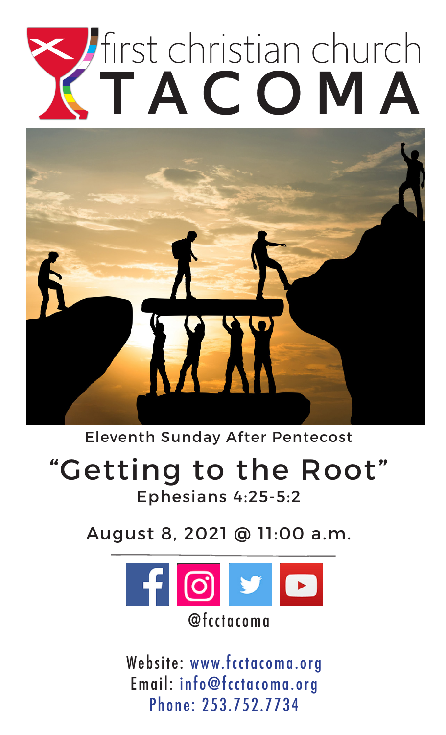# first christian church TACOMA

Eleventh Sunday After Pentecost

## "Getting to the Root"

Ephesians 4:25-5:2

August 8, 2021 @ 11:00 a.m.

@fcctacoma

Website: www.fcctacoma.org
Email: info@fcctacoma.org
Phone: 253.752.7734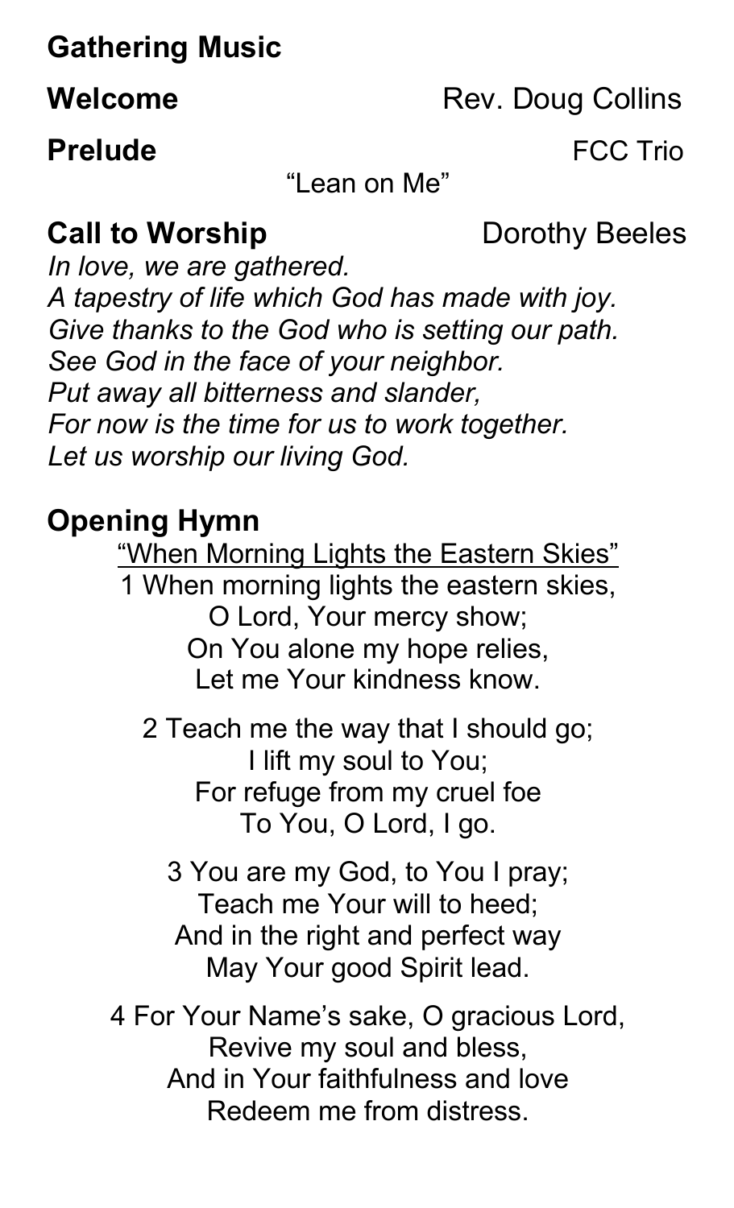**Gathering Music**

**Welcome** Rev. Doug Collins

**Prelude** FCC Trio

"Lean on Me"

**Call to Worship** Dorothy Beeles

*In love, we are gathered.*
*A tapestry of life which God has made with joy.*
*Give thanks to the God who is setting our path.*
*See God in the face of your neighbor.*
*Put away all bitterness and slander,*
*For now is the time for us to work together.*
*Let us worship our living God.*

**Opening Hymn**

"When Morning Lights the Eastern Skies"

1 When morning lights the eastern skies,
O Lord, Your mercy show;
On You alone my hope relies,
Let me Your kindness know.

2 Teach me the way that I should go;
I lift my soul to You;
For refuge from my cruel foe
To You, O Lord, I go.

3 You are my God, to You I pray;
Teach me Your will to heed;
And in the right and perfect way
May Your good Spirit lead.

4 For Your Name's sake, O gracious Lord,
Revive my soul and bless,
And in Your faithfulness and love
Redeem me from distress.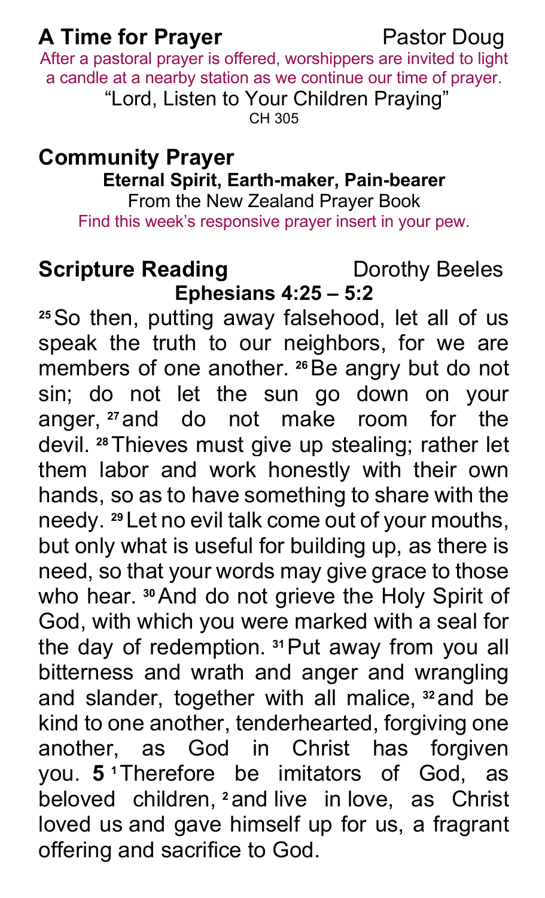## A Time for Prayer — Pastor Doug

After a pastoral prayer is offered, worshippers are invited to light a candle at a nearby station as we continue our time of prayer.

"Lord, Listen to Your Children Praying"

CH 305

## Community Prayer

**Eternal Spirit, Earth-maker, Pain-bearer**

From the New Zealand Prayer Book

Find this week's responsive prayer insert in your pew.

## Scripture Reading — Dorothy Beeles

**Ephesians 4:25 – 5:2**

[25] So then, putting away falsehood, let all of us speak the truth to our neighbors, for we are members of one another. [26] Be angry but do not sin; do not let the sun go down on your anger, [27] and do not make room for the devil. [28] Thieves must give up stealing; rather let them labor and work honestly with their own hands, so as to have something to share with the needy. [29] Let no evil talk come out of your mouths, but only what is useful for building up, as there is need, so that your words may give grace to those who hear. [30] And do not grieve the Holy Spirit of God, with which you were marked with a seal for the day of redemption. [31] Put away from you all bitterness and wrath and anger and wrangling and slander, together with all malice, [32] and be kind to one another, tenderhearted, forgiving one another, as God in Christ has forgiven you. **5** [1] Therefore be imitators of God, as beloved children, [2] and live in love, as Christ loved us and gave himself up for us, a fragrant offering and sacrifice to God.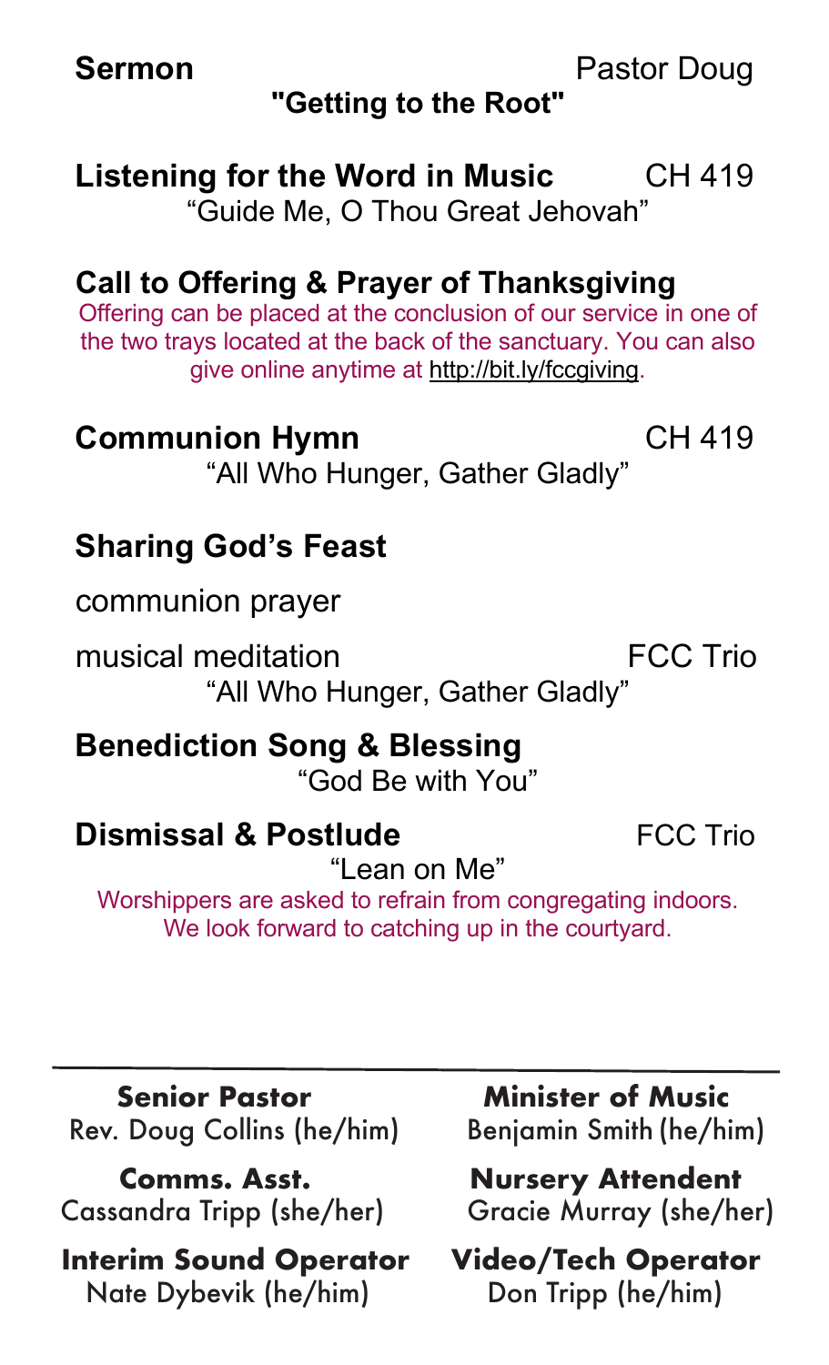**Sermon** Pastor Doug

**"Getting to the Root"**

**Listening for the Word in Music** CH 419

"Guide Me, O Thou Great Jehovah"

**Call to Offering & Prayer of Thanksgiving**

Offering can be placed at the conclusion of our service in one of the two trays located at the back of the sanctuary. You can also give online anytime at http://bit.ly/fccgiving.

**Communion Hymn** CH 419

"All Who Hunger, Gather Gladly"

**Sharing God's Feast**

communion prayer

musical meditation FCC Trio

"All Who Hunger, Gather Gladly"

**Benediction Song & Blessing**

"God Be with You"

**Dismissal & Postlude** FCC Trio

"Lean on Me"

Worshippers are asked to refrain from congregating indoors. We look forward to catching up in the courtyard.

---

**Senior Pastor**
Rev. Doug Collins (he/him)

**Minister of Music**
Benjamin Smith (he/him)

**Comms. Asst.**
Cassandra Tripp (she/her)

**Nursery Attendent**
Gracie Murray (she/her)

**Interim Sound Operator**
Nate Dybevik (he/him)

**Video/Tech Operator**
Don Tripp (he/him)